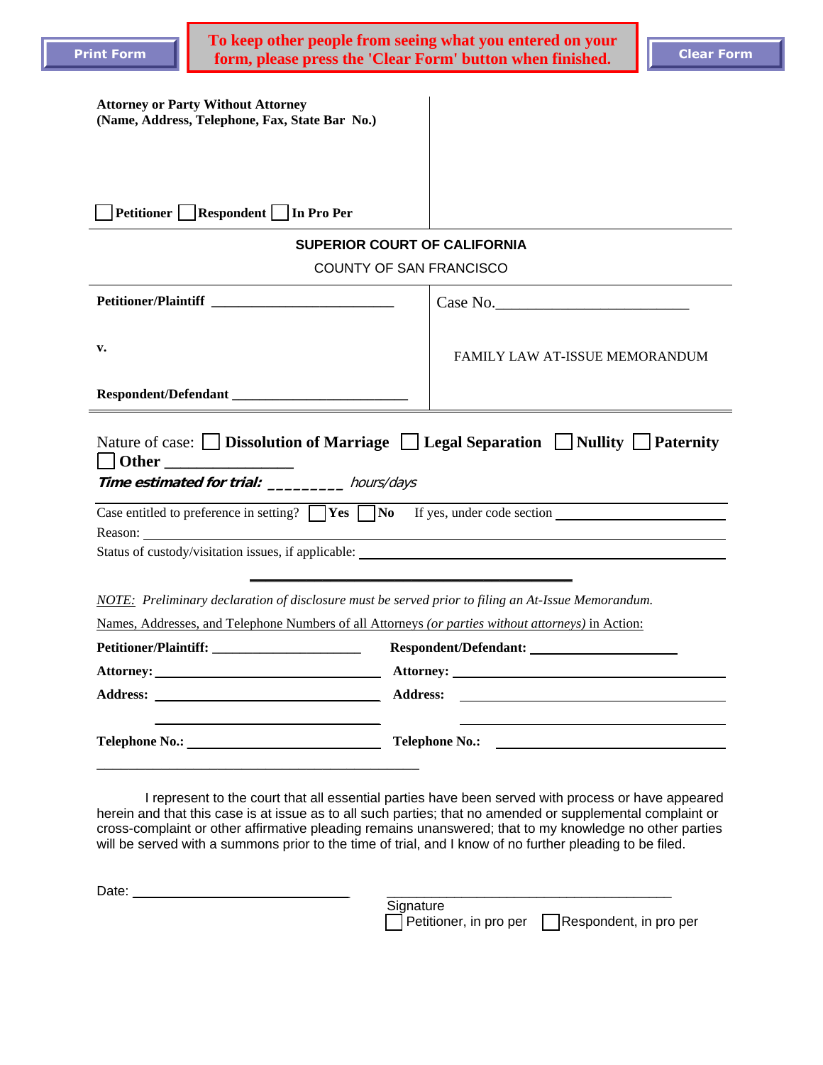Print Form

**To keep other people from seeing what you entered on your form, please press the 'Clear Form' button when finished.**

Clear Form

**Attorney or Party Without Attorney**
**(Name, Address, Telephone, Fax, State Bar No.)**

☐ **Petitioner** ☐ **Respondent** ☐ **In Pro Per**

**SUPERIOR COURT OF CALIFORNIA**

COUNTY OF SAN FRANCISCO

| | |
|---|---|
| **Petitioner/Plaintiff** ____________________ | Case No.____________________ |
| **v.** | FAMILY LAW AT-ISSUE MEMORANDUM |
| **Respondent/Defendant** ____________________ | |

Nature of case: ☐ **Dissolution of Marriage** ☐ **Legal Separation** ☐ **Nullity** ☐ **Paternity** ☐ **Other** ______________

***Time estimated for trial:*** _________ *hours/days*

Case entitled to preference in setting? ☐ **Yes** ☐ **No** If yes, under code section ____________________

Reason: ____________________

Status of custody/visitation issues, if applicable: ____________________

*NOTE: Preliminary declaration of disclosure must be served prior to filing an At-Issue Memorandum.*

Names, Addresses, and Telephone Numbers of all Attorneys *(or parties without attorneys)* in Action:

| | |
|---|---|
| **Petitioner/Plaintiff:** ____________________ | **Respondent/Defendant:** ____________________ |
| **Attorney:** ____________________ | **Attorney:** ____________________ |
| **Address:** ____________________ | **Address:** ____________________ |
| ____________________ | ____________________ |
| **Telephone No.:** ____________________ | **Telephone No.:** ____________________ |

I represent to the court that all essential parties have been served with process or have appeared herein and that this case is at issue as to all such parties; that no amended or supplemental complaint or cross-complaint or other affirmative pleading remains unanswered; that to my knowledge no other parties will be served with a summons prior to the time of trial, and I know of no further pleading to be filed.

Date: ____________________

____________________
Signature
☐ Petitioner, in pro per ☐ Respondent, in pro per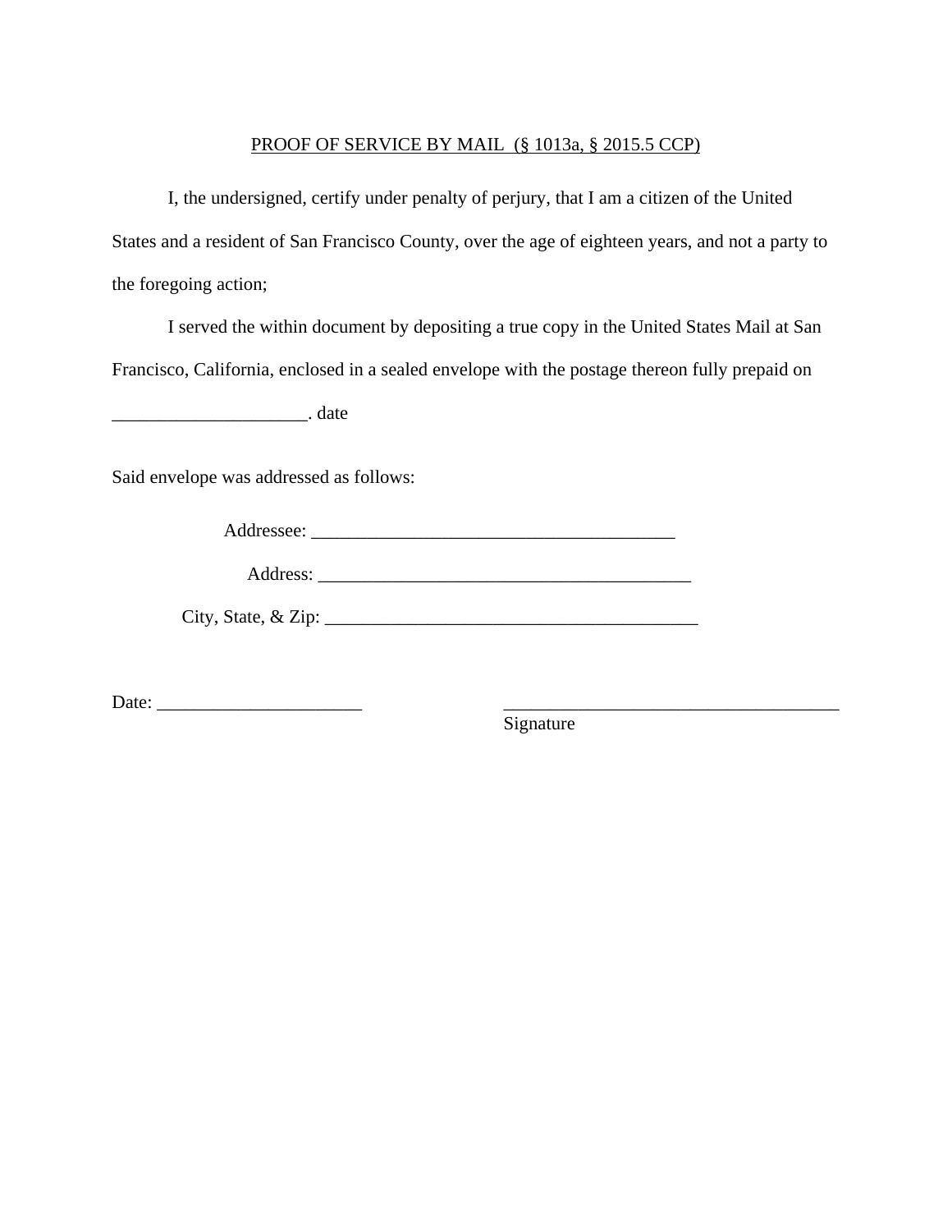PROOF OF SERVICE BY MAIL (§ 1013a, § 2015.5 CCP)

I, the undersigned, certify under penalty of perjury, that I am a citizen of the United States and a resident of San Francisco County, over the age of eighteen years, and not a party to the foregoing action;

I served the within document by depositing a true copy in the United States Mail at San Francisco, California, enclosed in a sealed envelope with the postage thereon fully prepaid on _____________________. date

Said envelope was addressed as follows:

Addressee: ________________________________________

Address: _________________________________________

City, State, & Zip: ________________________________________

Date: ______________________ _____________________________________
Signature